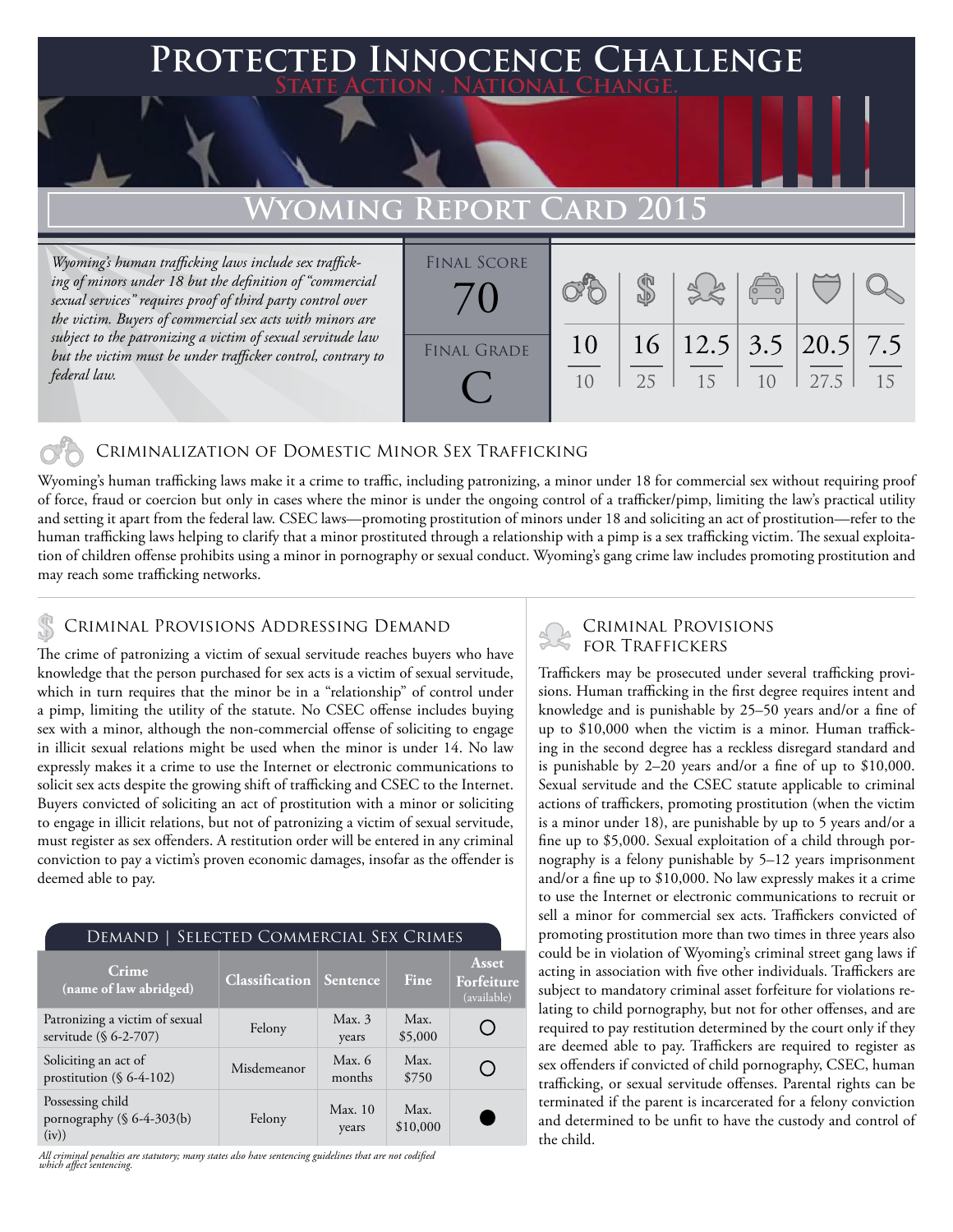# Protected Innocence Challenge

State Action . National Change.

## Wyoming Report Card 2015

*Wyoming's human trafficking laws include sex trafficking of minors under 18 but the definition of "commercial sexual services" requires proof of third party control over the victim. Buyers of commercial sex acts with minors are subject to the patronizing a victim of sexual servitude law but the victim must be under trafficker control, contrary to federal law.*

**Final Score:** 70

**Final Grade:** C

| Criminalization of Domestic Minor Sex Trafficking | Criminal Provisions Addressing Demand | Criminal Provisions for Traffickers | Criminal Provisions for Facilitators | Protective Provisions for the Child Victims | Criminal Justice Tools for Investigation and Prosecution |
|---|---|---|---|---|---|
| 10/10 | 16/25 | 12.5/15 | 3.5/10 | 20.5/27.5 | 7.5/15 |

### Criminalization of Domestic Minor Sex Trafficking

Wyoming's human trafficking laws make it a crime to traffic, including patronizing, a minor under 18 for commercial sex without requiring proof of force, fraud or coercion but only in cases where the minor is under the ongoing control of a trafficker/pimp, limiting the law's practical utility and setting it apart from the federal law. CSEC laws—promoting prostitution of minors under 18 and soliciting an act of prostitution—refer to the human trafficking laws helping to clarify that a minor prostituted through a relationship with a pimp is a sex trafficking victim. The sexual exploitation of children offense prohibits using a minor in pornography or sexual conduct. Wyoming's gang crime law includes promoting prostitution and may reach some trafficking networks.

### Criminal Provisions Addressing Demand

The crime of patronizing a victim of sexual servitude reaches buyers who have knowledge that the person purchased for sex acts is a victim of sexual servitude, which in turn requires that the minor be in a "relationship" of control under a pimp, limiting the utility of the statute. No CSEC offense includes buying sex with a minor, although the non-commercial offense of soliciting to engage in illicit sexual relations might be used when the minor is under 14. No law expressly makes it a crime to use the Internet or electronic communications to solicit sex acts despite the growing shift of trafficking and CSEC to the Internet. Buyers convicted of soliciting an act of prostitution with a minor or soliciting to engage in illicit relations, but not of patronizing a victim of sexual servitude, must register as sex offenders. A restitution order will be entered in any criminal conviction to pay a victim's proven economic damages, insofar as the offender is deemed able to pay.

**Demand | Selected Commercial Sex Crimes**

| Crime (name of law abridged) | Classification | Sentence | Fine | Asset Forfeiture (available) |
|---|---|---|---|---|
| Patronizing a victim of sexual servitude (§ 6-2-707) | Felony | Max. 3 years | Max. $5,000 | ○ |
| Soliciting an act of prostitution (§ 6-4-102) | Misdemeanor | Max. 6 months | Max. $750 | ○ |
| Possessing child pornography (§ 6-4-303(b)(iv)) | Felony | Max. 10 years | Max. $10,000 | ● |

*All criminal penalties are statutory; many states also have sentencing guidelines that are not codified which affect sentencing.*

### Criminal Provisions for Traffickers

Traffickers may be prosecuted under several trafficking provisions. Human trafficking in the first degree requires intent and knowledge and is punishable by 25–50 years and/or a fine of up to $10,000 when the victim is a minor. Human trafficking in the second degree has a reckless disregard standard and is punishable by 2–20 years and/or a fine of up to $10,000. Sexual servitude and the CSEC statute applicable to criminal actions of traffickers, promoting prostitution (when the victim is a minor under 18), are punishable by up to 5 years and/or a fine up to $5,000. Sexual exploitation of a child through pornography is a felony punishable by 5–12 years imprisonment and/or a fine up to $10,000. No law expressly makes it a crime to use the Internet or electronic communications to recruit or sell a minor for commercial sex acts. Traffickers convicted of promoting prostitution more than two times in three years also could be in violation of Wyoming's criminal street gang laws if acting in association with five other individuals. Traffickers are subject to mandatory criminal asset forfeiture for violations relating to child pornography, but not for other offenses, and are required to pay restitution determined by the court only if they are deemed able to pay. Traffickers are required to register as sex offenders if convicted of child pornography, CSEC, human trafficking, or sexual servitude offenses. Parental rights can be terminated if the parent is incarcerated for a felony conviction and determined to be unfit to have the custody and control of the child.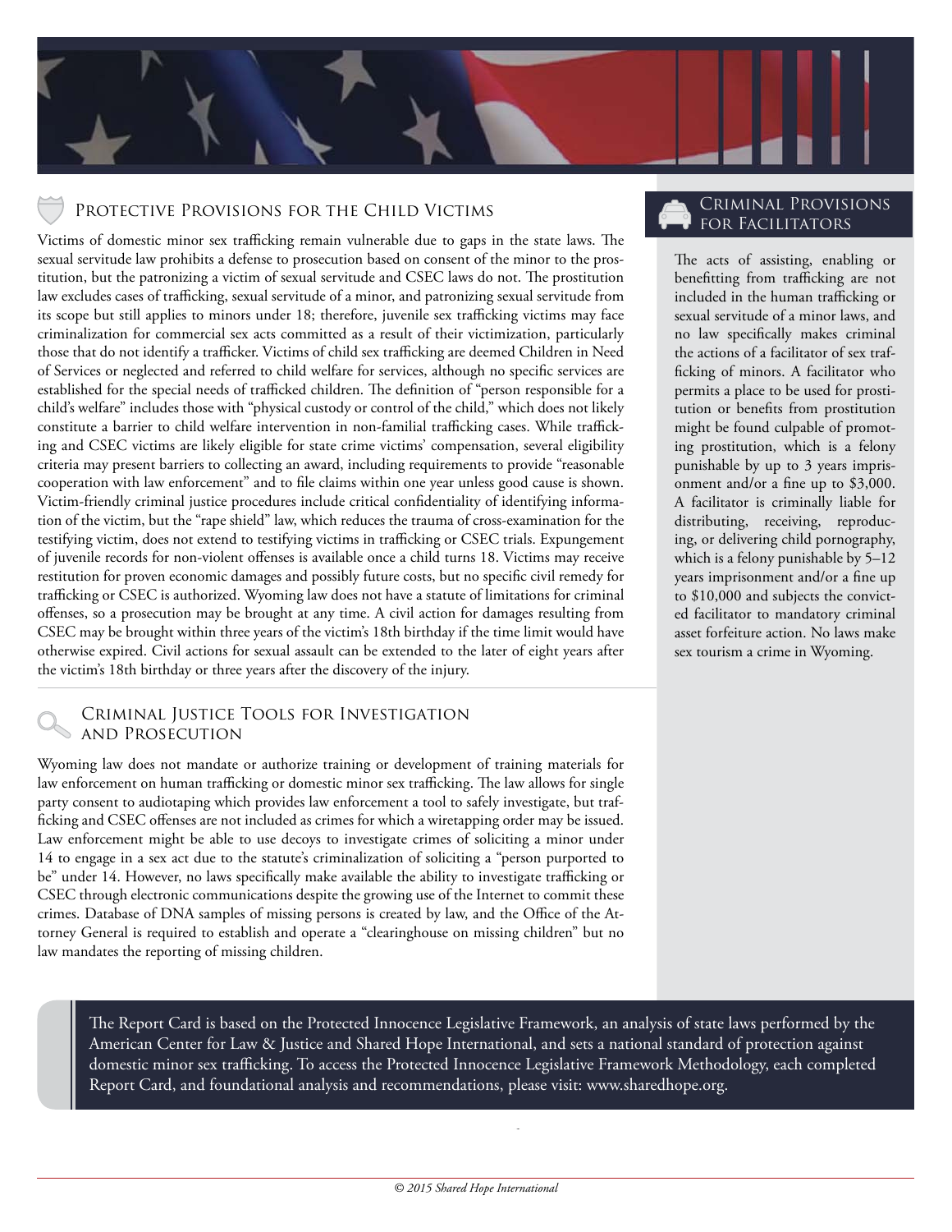## Protective Provisions for the Child Victims

Victims of domestic minor sex trafficking remain vulnerable due to gaps in the state laws. The sexual servitude law prohibits a defense to prosecution based on consent of the minor to the prostitution, but the patronizing a victim of sexual servitude and CSEC laws do not. The prostitution law excludes cases of trafficking, sexual servitude of a minor, and patronizing sexual servitude from its scope but still applies to minors under 18; therefore, juvenile sex trafficking victims may face criminalization for commercial sex acts committed as a result of their victimization, particularly those that do not identify a trafficker. Victims of child sex trafficking are deemed Children in Need of Services or neglected and referred to child welfare for services, although no specific services are established for the special needs of trafficked children. The definition of "person responsible for a child's welfare" includes those with "physical custody or control of the child," which does not likely constitute a barrier to child welfare intervention in non-familial trafficking cases. While trafficking and CSEC victims are likely eligible for state crime victims' compensation, several eligibility criteria may present barriers to collecting an award, including requirements to provide "reasonable cooperation with law enforcement" and to file claims within one year unless good cause is shown. Victim-friendly criminal justice procedures include critical confidentiality of identifying information of the victim, but the "rape shield" law, which reduces the trauma of cross-examination for the testifying victim, does not extend to testifying victims in trafficking or CSEC trials. Expungement of juvenile records for non-violent offenses is available once a child turns 18. Victims may receive restitution for proven economic damages and possibly future costs, but no specific civil remedy for trafficking or CSEC is authorized. Wyoming law does not have a statute of limitations for criminal offenses, so a prosecution may be brought at any time. A civil action for damages resulting from CSEC may be brought within three years of the victim's 18th birthday if the time limit would have otherwise expired. Civil actions for sexual assault can be extended to the later of eight years after the victim's 18th birthday or three years after the discovery of the injury.

## Criminal Justice Tools for Investigation and Prosecution

Wyoming law does not mandate or authorize training or development of training materials for law enforcement on human trafficking or domestic minor sex trafficking. The law allows for single party consent to audiotaping which provides law enforcement a tool to safely investigate, but trafficking and CSEC offenses are not included as crimes for which a wiretapping order may be issued. Law enforcement might be able to use decoys to investigate crimes of soliciting a minor under 14 to engage in a sex act due to the statute's criminalization of soliciting a "person purported to be" under 14. However, no laws specifically make available the ability to investigate trafficking or CSEC through electronic communications despite the growing use of the Internet to commit these crimes. Database of DNA samples of missing persons is created by law, and the Office of the Attorney General is required to establish and operate a "clearinghouse on missing children" but no law mandates the reporting of missing children.

## Criminal Provisions for Facilitators

The acts of assisting, enabling or benefitting from trafficking are not included in the human trafficking or sexual servitude of a minor laws, and no law specifically makes criminal the actions of a facilitator of sex trafficking of minors. A facilitator who permits a place to be used for prostitution or benefits from prostitution might be found culpable of promoting prostitution, which is a felony punishable by up to 3 years imprisonment and/or a fine up to $3,000. A facilitator is criminally liable for distributing, receiving, reproducing, or delivering child pornography, which is a felony punishable by 5–12 years imprisonment and/or a fine up to $10,000 and subjects the convicted facilitator to mandatory criminal asset forfeiture action. No laws make sex tourism a crime in Wyoming.

The Report Card is based on the Protected Innocence Legislative Framework, an analysis of state laws performed by the American Center for Law & Justice and Shared Hope International, and sets a national standard of protection against domestic minor sex trafficking. To access the Protected Innocence Legislative Framework Methodology, each completed Report Card, and foundational analysis and recommendations, please visit: www.sharedhope.org.

*© 2015 Shared Hope International*